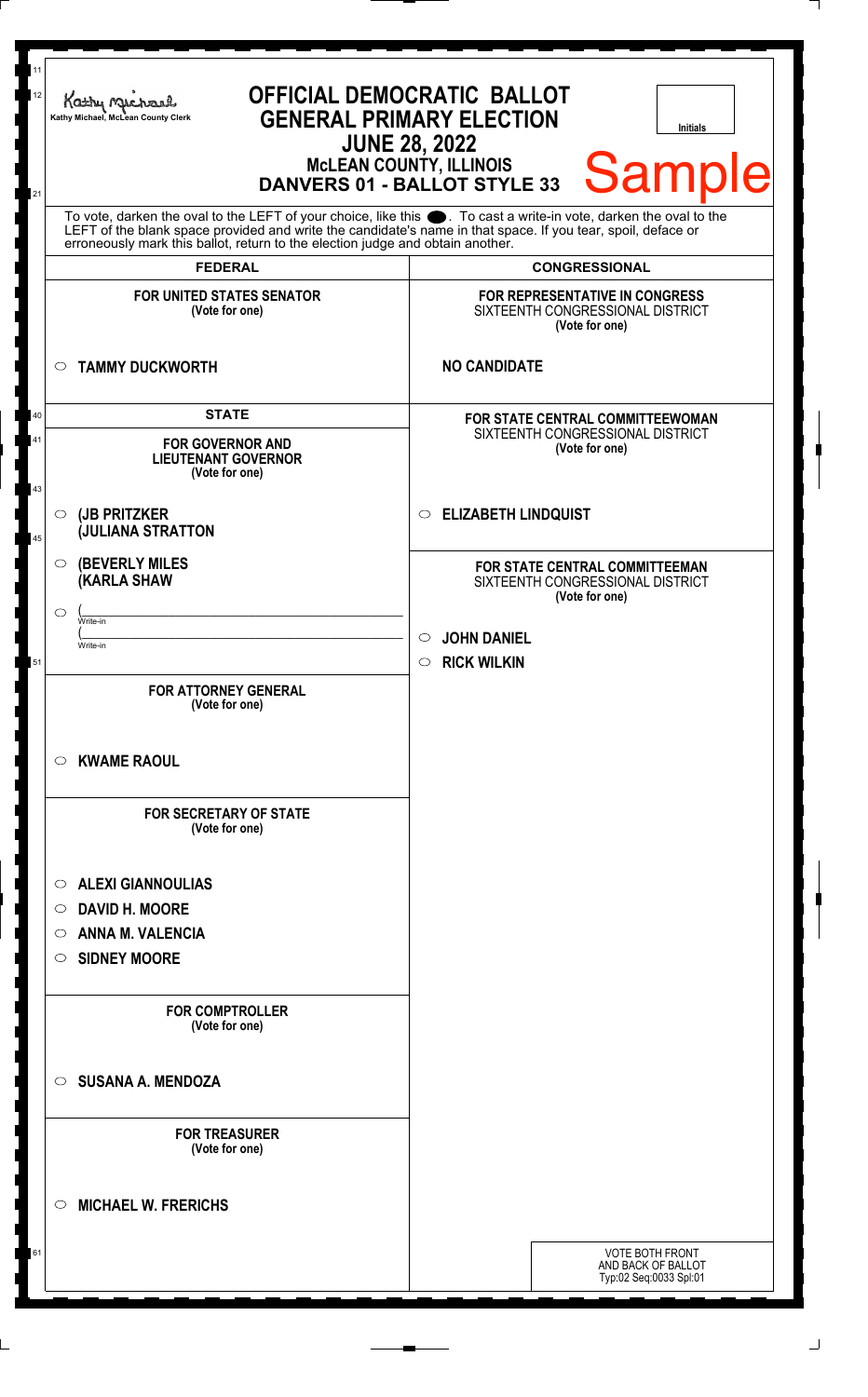Kathy Michael, McLean County Clerk

# OFFICIAL DEMOCRATIC BALLOT
## GENERAL PRIMARY ELECTION
## JUNE 28, 2022
### McLEAN COUNTY, ILLINOIS
### DANVERS 01 - BALLOT STYLE 33

Initials

Sample

To vote, darken the oval to the LEFT of your choice, like this ●. To cast a write-in vote, darken the oval to the LEFT of the blank space provided and write the candidate's name in that space. If you tear, spoil, deface or erroneously mark this ballot, return to the election judge and obtain another.

## FEDERAL

**FOR UNITED STATES SENATOR**
**(Vote for one)**

- ○ **TAMMY DUCKWORTH**

## STATE

**FOR GOVERNOR AND LIEUTENANT GOVERNOR**
**(Vote for one)**

- ○ **(JB PRITZKER (JULIANA STRATTON**
- ○ **(BEVERLY MILES (KARLA SHAW**
- ○ (\_\_\_\_\_\_\_\_\_\_ Write-in (\_\_\_\_\_\_\_\_\_\_ Write-in

**FOR ATTORNEY GENERAL**
**(Vote for one)**

- ○ **KWAME RAOUL**

**FOR SECRETARY OF STATE**
**(Vote for one)**

- ○ **ALEXI GIANNOULIAS**
- ○ **DAVID H. MOORE**
- ○ **ANNA M. VALENCIA**
- ○ **SIDNEY MOORE**

**FOR COMPTROLLER**
**(Vote for one)**

- ○ **SUSANA A. MENDOZA**

**FOR TREASURER**
**(Vote for one)**

- ○ **MICHAEL W. FRERICHS**

## CONGRESSIONAL

**FOR REPRESENTATIVE IN CONGRESS**
SIXTEENTH CONGRESSIONAL DISTRICT
**(Vote for one)**

**NO CANDIDATE**

**FOR STATE CENTRAL COMMITTEEWOMAN**
SIXTEENTH CONGRESSIONAL DISTRICT
**(Vote for one)**

- ○ **ELIZABETH LINDQUIST**

**FOR STATE CENTRAL COMMITTEEMAN**
SIXTEENTH CONGRESSIONAL DISTRICT
**(Vote for one)**

- ○ **JOHN DANIEL**
- ○ **RICK WILKIN**

VOTE BOTH FRONT AND BACK OF BALLOT
Typ:02 Seq:0033 Spl:01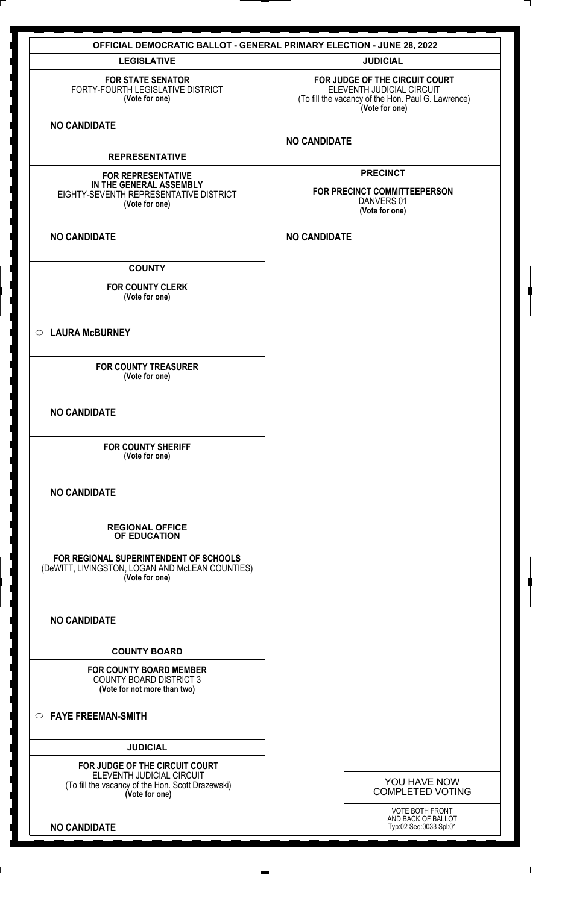# OFFICIAL DEMOCRATIC BALLOT - GENERAL PRIMARY ELECTION - JUNE 28, 2022

## LEGISLATIVE

**FOR STATE SENATOR**
FORTY-FOURTH LEGISLATIVE DISTRICT
**(Vote for one)**

**NO CANDIDATE**

## REPRESENTATIVE

**FOR REPRESENTATIVE IN THE GENERAL ASSEMBLY**
EIGHTY-SEVENTH REPRESENTATIVE DISTRICT
**(Vote for one)**

**NO CANDIDATE**

## COUNTY

**FOR COUNTY CLERK**
**(Vote for one)**

○ **LAURA McBURNEY**

**FOR COUNTY TREASURER**
**(Vote for one)**

**NO CANDIDATE**

**FOR COUNTY SHERIFF**
**(Vote for one)**

**NO CANDIDATE**

## REGIONAL OFFICE OF EDUCATION

**FOR REGIONAL SUPERINTENDENT OF SCHOOLS**
(DeWITT, LIVINGSTON, LOGAN AND McLEAN COUNTIES)
**(Vote for one)**

**NO CANDIDATE**

## COUNTY BOARD

**FOR COUNTY BOARD MEMBER**
COUNTY BOARD DISTRICT 3
**(Vote for not more than two)**

○ **FAYE FREEMAN-SMITH**

## JUDICIAL

**FOR JUDGE OF THE CIRCUIT COURT**
ELEVENTH JUDICIAL CIRCUIT
(To fill the vacancy of the Hon. Scott Drazewski)
**(Vote for one)**

**NO CANDIDATE**

## JUDICIAL

**FOR JUDGE OF THE CIRCUIT COURT**
ELEVENTH JUDICIAL CIRCUIT
(To fill the vacancy of the Hon. Paul G. Lawrence)
**(Vote for one)**

**NO CANDIDATE**

## PRECINCT

**FOR PRECINCT COMMITTEEPERSON**
DANVERS 01
**(Vote for one)**

**NO CANDIDATE**

YOU HAVE NOW COMPLETED VOTING

VOTE BOTH FRONT AND BACK OF BALLOT
Typ:02 Seq:0033 Spl:01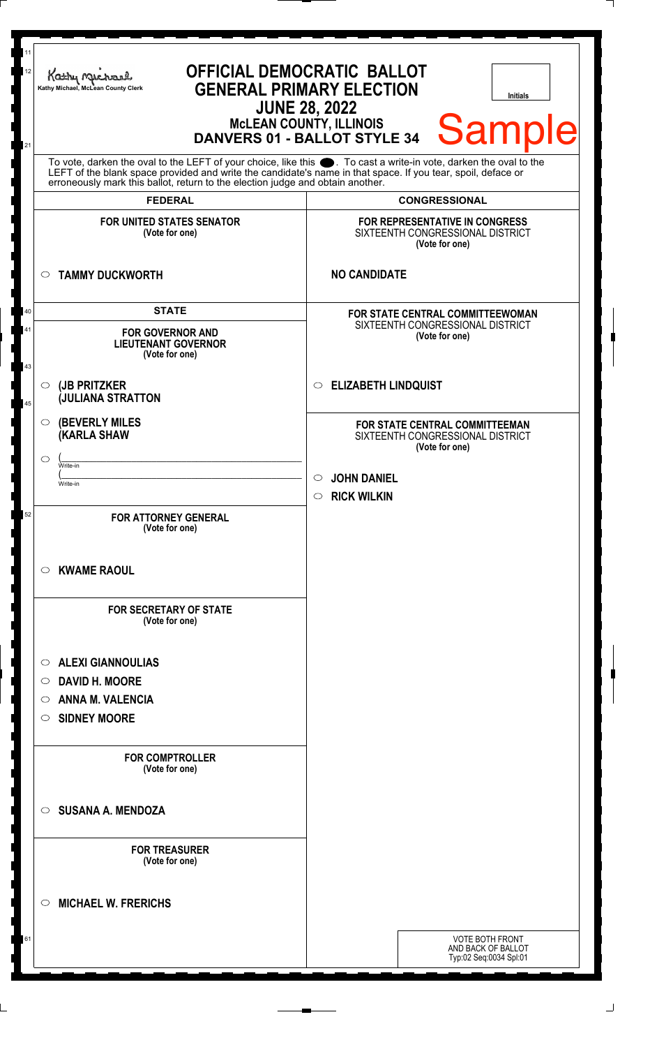Kathy Michael, McLean County Clerk

# OFFICIAL DEMOCRATIC BALLOT
## GENERAL PRIMARY ELECTION
## JUNE 28, 2022
### McLEAN COUNTY, ILLINOIS
### DANVERS 01 - BALLOT STYLE 34

Initials

Sample

To vote, darken the oval to the LEFT of your choice, like this ⬬. To cast a write-in vote, darken the oval to the LEFT of the blank space provided and write the candidate's name in that space. If you tear, spoil, deface or erroneously mark this ballot, return to the election judge and obtain another.

## FEDERAL

**FOR UNITED STATES SENATOR**
(Vote for one)

- ○ **TAMMY DUCKWORTH**

## STATE

**FOR GOVERNOR AND LIEUTENANT GOVERNOR**
(Vote for one)

- ○ **(JB PRITZKER (JULIANA STRATTON**
- ○ **(BEVERLY MILES (KARLA SHAW**
- ○ ( ______________ Write-in
  ( ______________ Write-in

**FOR ATTORNEY GENERAL**
(Vote for one)

- ○ **KWAME RAOUL**

**FOR SECRETARY OF STATE**
(Vote for one)

- ○ **ALEXI GIANNOULIAS**
- ○ **DAVID H. MOORE**
- ○ **ANNA M. VALENCIA**
- ○ **SIDNEY MOORE**

**FOR COMPTROLLER**
(Vote for one)

- ○ **SUSANA A. MENDOZA**

**FOR TREASURER**
(Vote for one)

- ○ **MICHAEL W. FRERICHS**

## CONGRESSIONAL

**FOR REPRESENTATIVE IN CONGRESS**
SIXTEENTH CONGRESSIONAL DISTRICT
(Vote for one)

**NO CANDIDATE**

**FOR STATE CENTRAL COMMITTEEWOMAN**
SIXTEENTH CONGRESSIONAL DISTRICT
(Vote for one)

- ○ **ELIZABETH LINDQUIST**

**FOR STATE CENTRAL COMMITTEEMAN**
SIXTEENTH CONGRESSIONAL DISTRICT
(Vote for one)

- ○ **JOHN DANIEL**
- ○ **RICK WILKIN**

VOTE BOTH FRONT AND BACK OF BALLOT
Typ:02 Seq:0034 Spl:01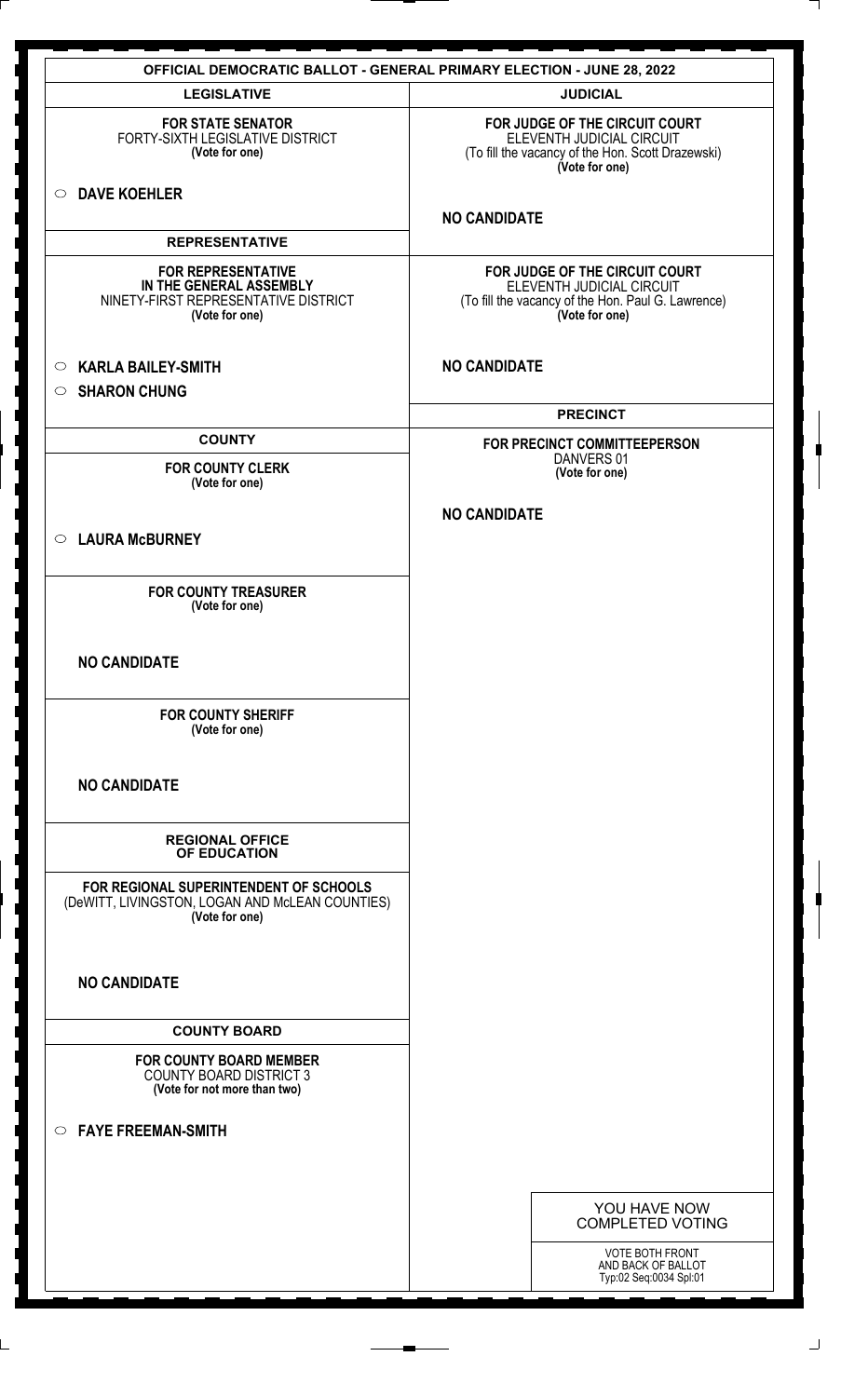# OFFICIAL DEMOCRATIC BALLOT - GENERAL PRIMARY ELECTION - JUNE 28, 2022

## LEGISLATIVE

**FOR STATE SENATOR**
FORTY-SIXTH LEGISLATIVE DISTRICT
**(Vote for one)**

○ **DAVE KOEHLER**

## REPRESENTATIVE

**FOR REPRESENTATIVE IN THE GENERAL ASSEMBLY**
NINETY-FIRST REPRESENTATIVE DISTRICT
**(Vote for one)**

○ **KARLA BAILEY-SMITH**

○ **SHARON CHUNG**

## COUNTY

**FOR COUNTY CLERK**
**(Vote for one)**

○ **LAURA McBURNEY**

**FOR COUNTY TREASURER**
**(Vote for one)**

**NO CANDIDATE**

**FOR COUNTY SHERIFF**
**(Vote for one)**

**NO CANDIDATE**

## REGIONAL OFFICE OF EDUCATION

**FOR REGIONAL SUPERINTENDENT OF SCHOOLS**
(DeWITT, LIVINGSTON, LOGAN AND McLEAN COUNTIES)
**(Vote for one)**

**NO CANDIDATE**

## COUNTY BOARD

**FOR COUNTY BOARD MEMBER**
COUNTY BOARD DISTRICT 3
**(Vote for not more than two)**

○ **FAYE FREEMAN-SMITH**

## JUDICIAL

**FOR JUDGE OF THE CIRCUIT COURT**
ELEVENTH JUDICIAL CIRCUIT
(To fill the vacancy of the Hon. Scott Drazewski)
**(Vote for one)**

**NO CANDIDATE**

**FOR JUDGE OF THE CIRCUIT COURT**
ELEVENTH JUDICIAL CIRCUIT
(To fill the vacancy of the Hon. Paul G. Lawrence)
**(Vote for one)**

**NO CANDIDATE**

## PRECINCT

**FOR PRECINCT COMMITTEEPERSON**
DANVERS 01
**(Vote for one)**

**NO CANDIDATE**

YOU HAVE NOW COMPLETED VOTING

VOTE BOTH FRONT AND BACK OF BALLOT
Typ:02 Seq:0034 Spl:01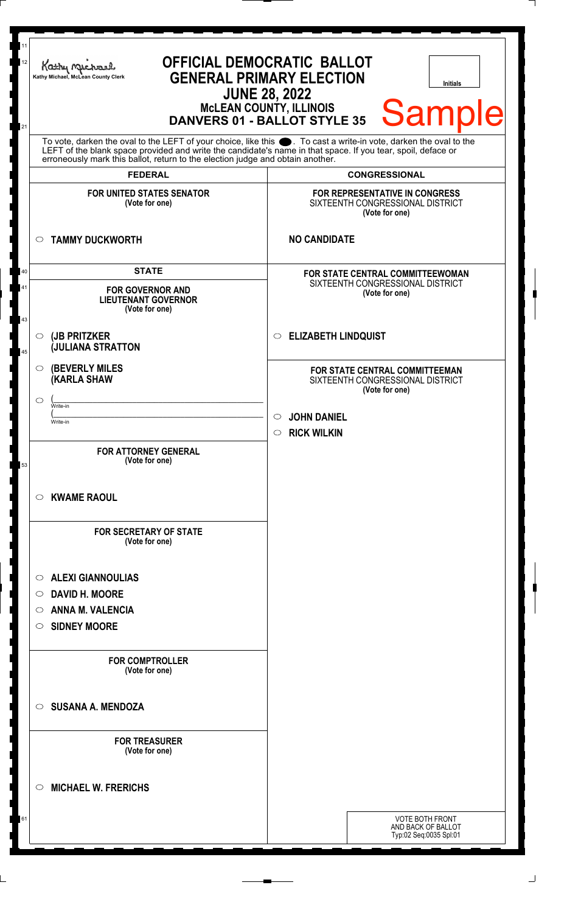Kathy Michael, McLean County Clerk

# OFFICIAL DEMOCRATIC BALLOT
## GENERAL PRIMARY ELECTION
## JUNE 28, 2022
### McLEAN COUNTY, ILLINOIS
### DANVERS 01 - BALLOT STYLE 35

Initials

Sample

To vote, darken the oval to the LEFT of your choice, like this ⬤. To cast a write-in vote, darken the oval to the LEFT of the blank space provided and write the candidate's name in that space. If you tear, spoil, deface or erroneously mark this ballot, return to the election judge and obtain another.

## FEDERAL

**FOR UNITED STATES SENATOR**
(Vote for one)

○ **TAMMY DUCKWORTH**

## STATE

**FOR GOVERNOR AND LIEUTENANT GOVERNOR**
(Vote for one)

○ **(JB PRITZKER**
**(JULIANA STRATTON**

○ **(BEVERLY MILES**
**(KARLA SHAW**

○ (______________________
Write-in
(______________________
Write-in

**FOR ATTORNEY GENERAL**
(Vote for one)

○ **KWAME RAOUL**

**FOR SECRETARY OF STATE**
(Vote for one)

○ **ALEXI GIANNOULIAS**
○ **DAVID H. MOORE**
○ **ANNA M. VALENCIA**
○ **SIDNEY MOORE**

**FOR COMPTROLLER**
(Vote for one)

○ **SUSANA A. MENDOZA**

**FOR TREASURER**
(Vote for one)

○ **MICHAEL W. FRERICHS**

## CONGRESSIONAL

**FOR REPRESENTATIVE IN CONGRESS**
SIXTEENTH CONGRESSIONAL DISTRICT
(Vote for one)

**NO CANDIDATE**

**FOR STATE CENTRAL COMMITTEEWOMAN**
SIXTEENTH CONGRESSIONAL DISTRICT
(Vote for one)

○ **ELIZABETH LINDQUIST**

**FOR STATE CENTRAL COMMITTEEMAN**
SIXTEENTH CONGRESSIONAL DISTRICT
(Vote for one)

○ **JOHN DANIEL**
○ **RICK WILKIN**

VOTE BOTH FRONT AND BACK OF BALLOT
Typ:02 Seq:0035 Spl:01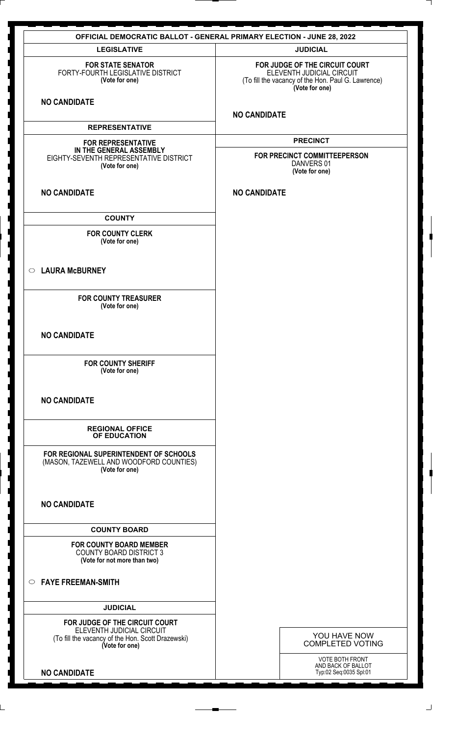**OFFICIAL DEMOCRATIC BALLOT - GENERAL PRIMARY ELECTION - JUNE 28, 2022**

## LEGISLATIVE

**FOR STATE SENATOR**
FORTY-FOURTH LEGISLATIVE DISTRICT
**(Vote for one)**

**NO CANDIDATE**

## REPRESENTATIVE

**FOR REPRESENTATIVE IN THE GENERAL ASSEMBLY**
EIGHTY-SEVENTH REPRESENTATIVE DISTRICT
**(Vote for one)**

**NO CANDIDATE**

## COUNTY

**FOR COUNTY CLERK**
**(Vote for one)**

○ **LAURA McBURNEY**

**FOR COUNTY TREASURER**
**(Vote for one)**

**NO CANDIDATE**

**FOR COUNTY SHERIFF**
**(Vote for one)**

**NO CANDIDATE**

## REGIONAL OFFICE OF EDUCATION

**FOR REGIONAL SUPERINTENDENT OF SCHOOLS**
(MASON, TAZEWELL AND WOODFORD COUNTIES)
**(Vote for one)**

**NO CANDIDATE**

## COUNTY BOARD

**FOR COUNTY BOARD MEMBER**
COUNTY BOARD DISTRICT 3
**(Vote for not more than two)**

○ **FAYE FREEMAN-SMITH**

## JUDICIAL

**FOR JUDGE OF THE CIRCUIT COURT**
ELEVENTH JUDICIAL CIRCUIT
(To fill the vacancy of the Hon. Scott Drazewski)
**(Vote for one)**

**NO CANDIDATE**

## JUDICIAL

**FOR JUDGE OF THE CIRCUIT COURT**
ELEVENTH JUDICIAL CIRCUIT
(To fill the vacancy of the Hon. Paul G. Lawrence)
**(Vote for one)**

**NO CANDIDATE**

## PRECINCT

**FOR PRECINCT COMMITTEEPERSON**
DANVERS 01
**(Vote for one)**

**NO CANDIDATE**

YOU HAVE NOW COMPLETED VOTING

VOTE BOTH FRONT AND BACK OF BALLOT
Typ:02 Seq:0035 Spl:01